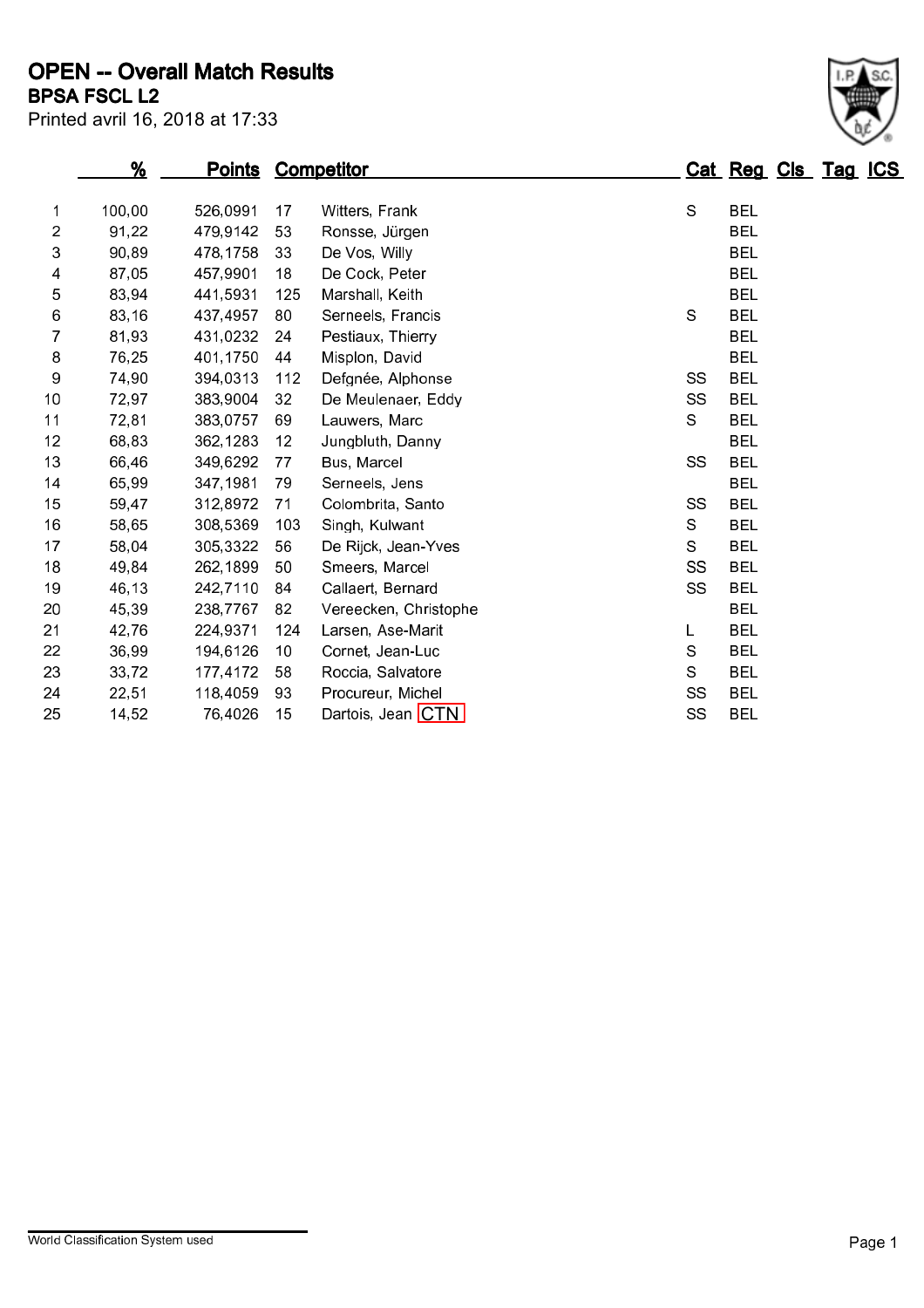# OPEN -- Overall Match Results

## BPSA FSCL L2

Printed avril 16, 2018 at 17:33

| | % | Points | | Competitor | Cat | Reg | Cls | Tag | ICS |
|---|---|---|---|---|---|---|---|---|---|
| 1 | 100,00 | 526,0991 | 17 | Witters, Frank | S | BEL | | | |
| 2 | 91,22 | 479,9142 | 53 | Ronsse, Jürgen | | BEL | | | |
| 3 | 90,89 | 478,1758 | 33 | De Vos, Willy | | BEL | | | |
| 4 | 87,05 | 457,9901 | 18 | De Cock, Peter | | BEL | | | |
| 5 | 83,94 | 441,5931 | 125 | Marshall, Keith | | BEL | | | |
| 6 | 83,16 | 437,4957 | 80 | Serneels, Francis | S | BEL | | | |
| 7 | 81,93 | 431,0232 | 24 | Pestiaux, Thierry | | BEL | | | |
| 8 | 76,25 | 401,1750 | 44 | Misplon, David | | BEL | | | |
| 9 | 74,90 | 394,0313 | 112 | Defgnée, Alphonse | SS | BEL | | | |
| 10 | 72,97 | 383,9004 | 32 | De Meulenaer, Eddy | SS | BEL | | | |
| 11 | 72,81 | 383,0757 | 69 | Lauwers, Marc | S | BEL | | | |
| 12 | 68,83 | 362,1283 | 12 | Jungbluth, Danny | | BEL | | | |
| 13 | 66,46 | 349,6292 | 77 | Bus, Marcel | SS | BEL | | | |
| 14 | 65,99 | 347,1981 | 79 | Serneels, Jens | | BEL | | | |
| 15 | 59,47 | 312,8972 | 71 | Colombrita, Santo | SS | BEL | | | |
| 16 | 58,65 | 308,5369 | 103 | Singh, Kulwant | S | BEL | | | |
| 17 | 58,04 | 305,3322 | 56 | De Rijck, Jean-Yves | S | BEL | | | |
| 18 | 49,84 | 262,1899 | 50 | Smeers, Marcel | SS | BEL | | | |
| 19 | 46,13 | 242,7110 | 84 | Callaert, Bernard | SS | BEL | | | |
| 20 | 45,39 | 238,7767 | 82 | Vereecken, Christophe | | BEL | | | |
| 21 | 42,76 | 224,9371 | 124 | Larsen, Ase-Marit | L | BEL | | | |
| 22 | 36,99 | 194,6126 | 10 | Cornet, Jean-Luc | S | BEL | | | |
| 23 | 33,72 | 177,4172 | 58 | Roccia, Salvatore | S | BEL | | | |
| 24 | 22,51 | 118,4059 | 93 | Procureur, Michel | SS | BEL | | | |
| 25 | 14,52 | 76,4026 | 15 | Dartois, Jean CTN | SS | BEL | | | |

World Classification System used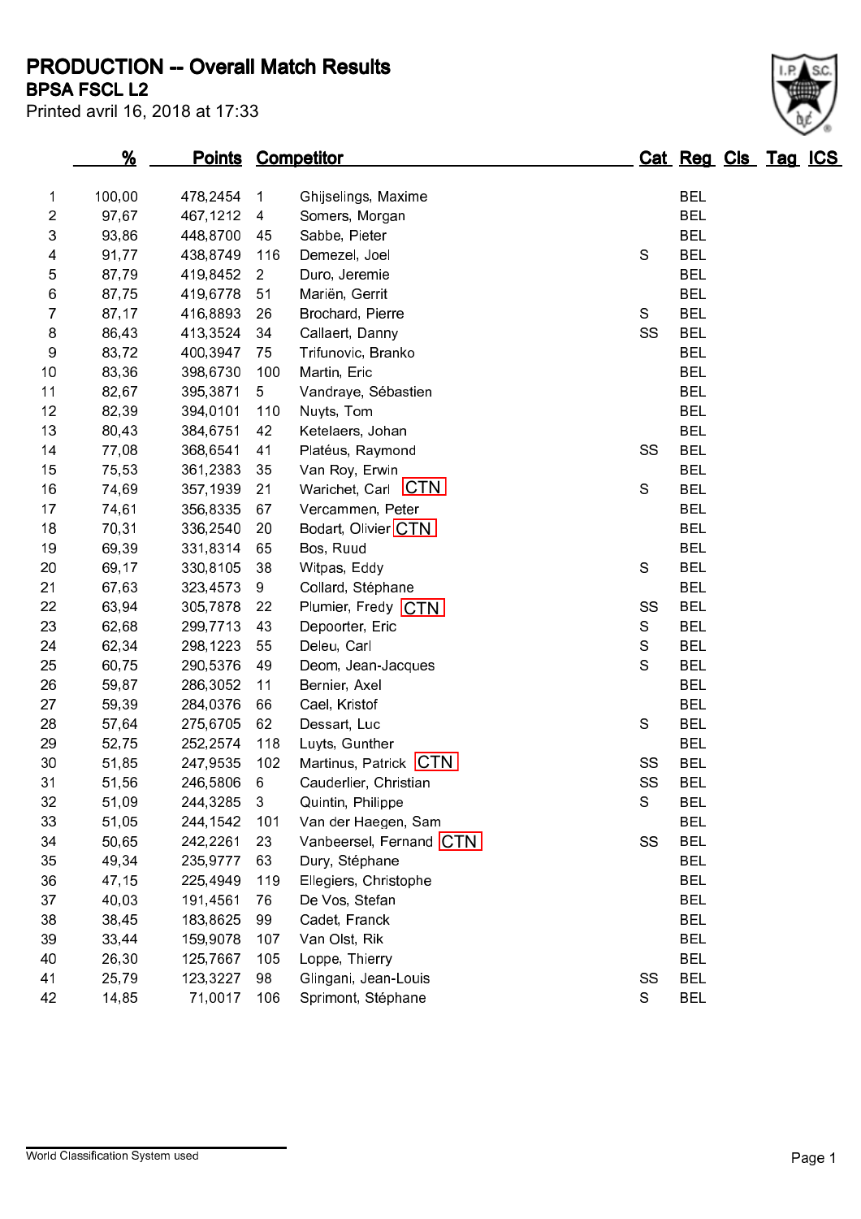# PRODUCTION -- Overall Match Results

## BPSA FSCL L2

Printed avril 16, 2018 at 17:33

| | % | Points | Competitor | | Cat | Reg | Cls | Tag | ICS |
|---|---|---|---|---|---|---|---|---|---|
| 1 | 100,00 | 478,2454 | 1 | Ghijselings, Maxime | | BEL | | | |
| 2 | 97,67 | 467,1212 | 4 | Somers, Morgan | | BEL | | | |
| 3 | 93,86 | 448,8700 | 45 | Sabbe, Pieter | | BEL | | | |
| 4 | 91,77 | 438,8749 | 116 | Demezel, Joel | S | BEL | | | |
| 5 | 87,79 | 419,8452 | 2 | Duro, Jeremie | | BEL | | | |
| 6 | 87,75 | 419,6778 | 51 | Mariën, Gerrit | | BEL | | | |
| 7 | 87,17 | 416,8893 | 26 | Brochard, Pierre | S | BEL | | | |
| 8 | 86,43 | 413,3524 | 34 | Callaert, Danny | SS | BEL | | | |
| 9 | 83,72 | 400,3947 | 75 | Trifunovic, Branko | | BEL | | | |
| 10 | 83,36 | 398,6730 | 100 | Martin, Eric | | BEL | | | |
| 11 | 82,67 | 395,3871 | 5 | Vandraye, Sébastien | | BEL | | | |
| 12 | 82,39 | 394,0101 | 110 | Nuyts, Tom | | BEL | | | |
| 13 | 80,43 | 384,6751 | 42 | Ketelaers, Johan | | BEL | | | |
| 14 | 77,08 | 368,6541 | 41 | Platéus, Raymond | SS | BEL | | | |
| 15 | 75,53 | 361,2383 | 35 | Van Roy, Erwin | | BEL | | | |
| 16 | 74,69 | 357,1939 | 21 | Warichet, Carl CTN | S | BEL | | | |
| 17 | 74,61 | 356,8335 | 67 | Vercammen, Peter | | BEL | | | |
| 18 | 70,31 | 336,2540 | 20 | Bodart, Olivier CTN | | BEL | | | |
| 19 | 69,39 | 331,8314 | 65 | Bos, Ruud | | BEL | | | |
| 20 | 69,17 | 330,8105 | 38 | Witpas, Eddy | S | BEL | | | |
| 21 | 67,63 | 323,4573 | 9 | Collard, Stéphane | | BEL | | | |
| 22 | 63,94 | 305,7878 | 22 | Plumier, Fredy CTN | SS | BEL | | | |
| 23 | 62,68 | 299,7713 | 43 | Depoorter, Eric | S | BEL | | | |
| 24 | 62,34 | 298,1223 | 55 | Deleu, Carl | S | BEL | | | |
| 25 | 60,75 | 290,5376 | 49 | Deom, Jean-Jacques | S | BEL | | | |
| 26 | 59,87 | 286,3052 | 11 | Bernier, Axel | | BEL | | | |
| 27 | 59,39 | 284,0376 | 66 | Cael, Kristof | | BEL | | | |
| 28 | 57,64 | 275,6705 | 62 | Dessart, Luc | S | BEL | | | |
| 29 | 52,75 | 252,2574 | 118 | Luyts, Gunther | | BEL | | | |
| 30 | 51,85 | 247,9535 | 102 | Martinus, Patrick CTN | SS | BEL | | | |
| 31 | 51,56 | 246,5806 | 6 | Cauderlier, Christian | SS | BEL | | | |
| 32 | 51,09 | 244,3285 | 3 | Quintin, Philippe | S | BEL | | | |
| 33 | 51,05 | 244,1542 | 101 | Van der Haegen, Sam | | BEL | | | |
| 34 | 50,65 | 242,2261 | 23 | Vanbeersel, Fernand CTN | SS | BEL | | | |
| 35 | 49,34 | 235,9777 | 63 | Dury, Stéphane | | BEL | | | |
| 36 | 47,15 | 225,4949 | 119 | Ellegiers, Christophe | | BEL | | | |
| 37 | 40,03 | 191,4561 | 76 | De Vos, Stefan | | BEL | | | |
| 38 | 38,45 | 183,8625 | 99 | Cadet, Franck | | BEL | | | |
| 39 | 33,44 | 159,9078 | 107 | Van Olst, Rik | | BEL | | | |
| 40 | 26,30 | 125,7667 | 105 | Loppe, Thierry | | BEL | | | |
| 41 | 25,79 | 123,3227 | 98 | Glingani, Jean-Louis | SS | BEL | | | |
| 42 | 14,85 | 71,0017 | 106 | Sprimont, Stéphane | S | BEL | | | |

World Classification System used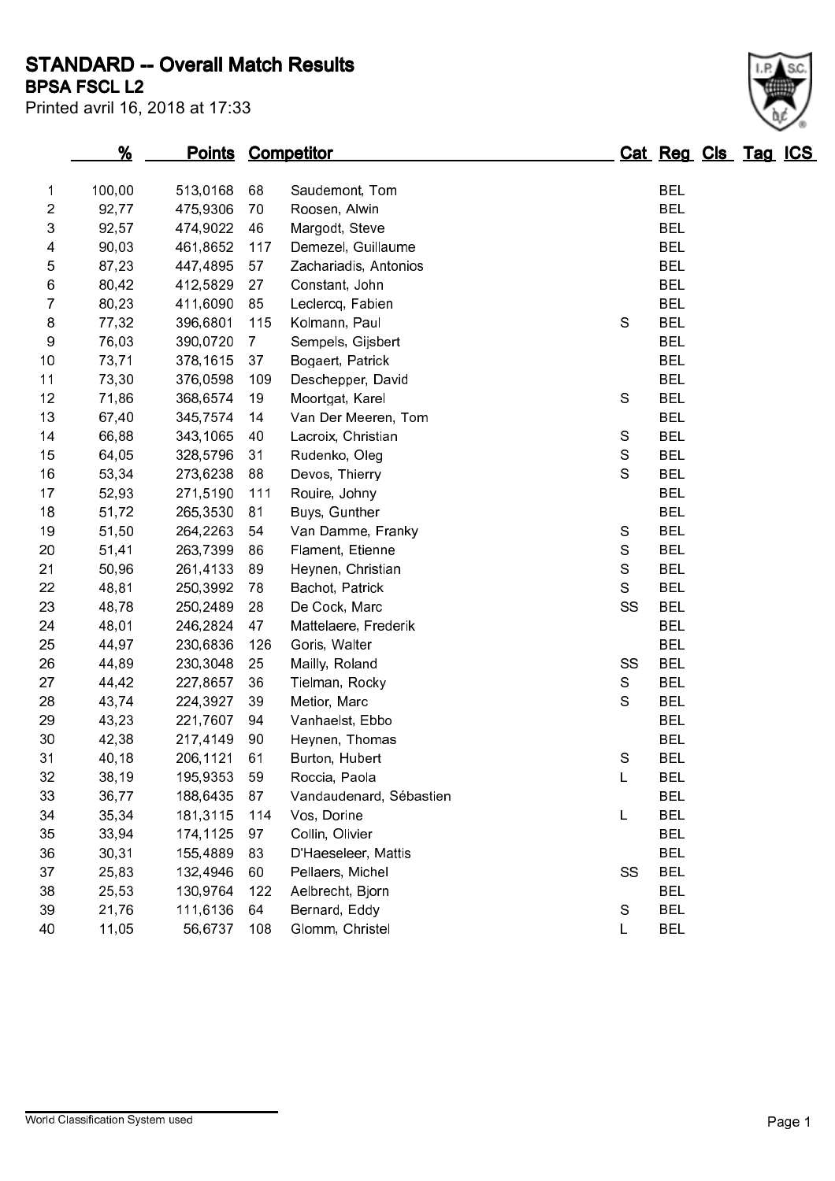# STANDARD -- Overall Match Results

**BPSA FSCL L2**

Printed avril 16, 2018 at 17:33

| | % | Points | Competitor | | Cat | Reg | Cls | Tag | ICS |
|---|---|---|---|---|---|---|---|---|---|
| 1 | 100,00 | 513,0168 | 68 | Saudemont, Tom | | BEL | | | |
| 2 | 92,77 | 475,9306 | 70 | Roosen, Alwin | | BEL | | | |
| 3 | 92,57 | 474,9022 | 46 | Margodt, Steve | | BEL | | | |
| 4 | 90,03 | 461,8652 | 117 | Demezel, Guillaume | | BEL | | | |
| 5 | 87,23 | 447,4895 | 57 | Zachariadis, Antonios | | BEL | | | |
| 6 | 80,42 | 412,5829 | 27 | Constant, John | | BEL | | | |
| 7 | 80,23 | 411,6090 | 85 | Leclercq, Fabien | | BEL | | | |
| 8 | 77,32 | 396,6801 | 115 | Kolmann, Paul | S | BEL | | | |
| 9 | 76,03 | 390,0720 | 7 | Sempels, Gijsbert | | BEL | | | |
| 10 | 73,71 | 378,1615 | 37 | Bogaert, Patrick | | BEL | | | |
| 11 | 73,30 | 376,0598 | 109 | Deschepper, David | | BEL | | | |
| 12 | 71,86 | 368,6574 | 19 | Moortgat, Karel | S | BEL | | | |
| 13 | 67,40 | 345,7574 | 14 | Van Der Meeren, Tom | | BEL | | | |
| 14 | 66,88 | 343,1065 | 40 | Lacroix, Christian | S | BEL | | | |
| 15 | 64,05 | 328,5796 | 31 | Rudenko, Oleg | S | BEL | | | |
| 16 | 53,34 | 273,6238 | 88 | Devos, Thierry | S | BEL | | | |
| 17 | 52,93 | 271,5190 | 111 | Rouire, Johny | | BEL | | | |
| 18 | 51,72 | 265,3530 | 81 | Buys, Gunther | | BEL | | | |
| 19 | 51,50 | 264,2263 | 54 | Van Damme, Franky | S | BEL | | | |
| 20 | 51,41 | 263,7399 | 86 | Flament, Etienne | S | BEL | | | |
| 21 | 50,96 | 261,4133 | 89 | Heynen, Christian | S | BEL | | | |
| 22 | 48,81 | 250,3992 | 78 | Bachot, Patrick | S | BEL | | | |
| 23 | 48,78 | 250,2489 | 28 | De Cock, Marc | SS | BEL | | | |
| 24 | 48,01 | 246,2824 | 47 | Mattelaere, Frederik | | BEL | | | |
| 25 | 44,97 | 230,6836 | 126 | Goris, Walter | | BEL | | | |
| 26 | 44,89 | 230,3048 | 25 | Mailly, Roland | SS | BEL | | | |
| 27 | 44,42 | 227,8657 | 36 | Tielman, Rocky | S | BEL | | | |
| 28 | 43,74 | 224,3927 | 39 | Metior, Marc | S | BEL | | | |
| 29 | 43,23 | 221,7607 | 94 | Vanhaelst, Ebbo | | BEL | | | |
| 30 | 42,38 | 217,4149 | 90 | Heynen, Thomas | | BEL | | | |
| 31 | 40,18 | 206,1121 | 61 | Burton, Hubert | S | BEL | | | |
| 32 | 38,19 | 195,9353 | 59 | Roccia, Paola | L | BEL | | | |
| 33 | 36,77 | 188,6435 | 87 | Vandaudenard, Sébastien | | BEL | | | |
| 34 | 35,34 | 181,3115 | 114 | Vos, Dorine | L | BEL | | | |
| 35 | 33,94 | 174,1125 | 97 | Collin, Olivier | | BEL | | | |
| 36 | 30,31 | 155,4889 | 83 | D'Haeseleer, Mattis | | BEL | | | |
| 37 | 25,83 | 132,4946 | 60 | Pellaers, Michel | SS | BEL | | | |
| 38 | 25,53 | 130,9764 | 122 | Aelbrecht, Bjorn | | BEL | | | |
| 39 | 21,76 | 111,6136 | 64 | Bernard, Eddy | S | BEL | | | |
| 40 | 11,05 | 56,6737 | 108 | Glomm, Christel | L | BEL | | | |

World Classification System used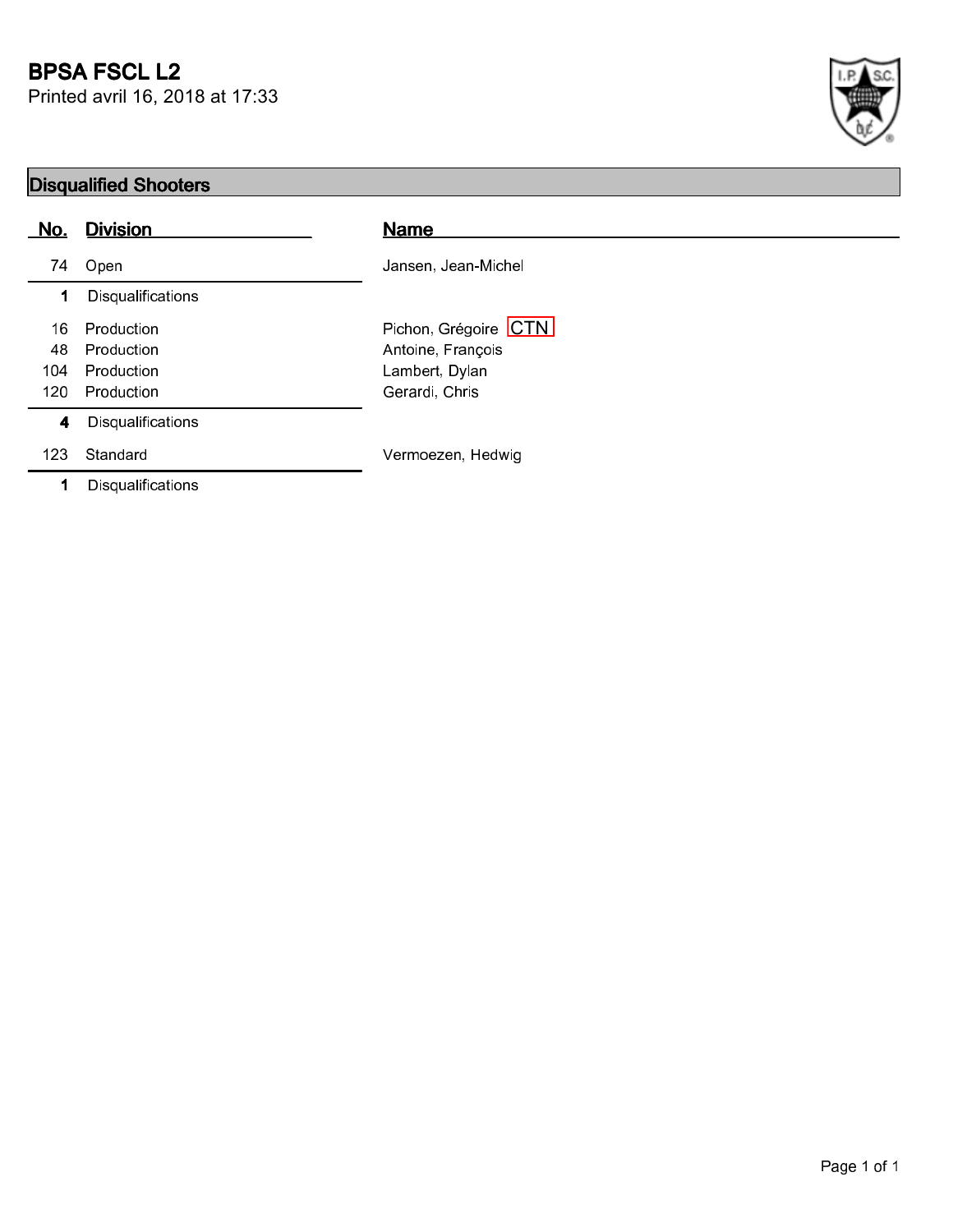# BPSA FSCL L2

Printed avril 16, 2018 at 17:33

## Disqualified Shooters

| No. | Division | Name |
|---|---|---|
| 74 | Open | Jansen, Jean-Michel |
| **1** | Disqualifications | |
| 16 | Production | Pichon, Grégoire CTN |
| 48 | Production | Antoine, François |
| 104 | Production | Lambert, Dylan |
| 120 | Production | Gerardi, Chris |
| **4** | Disqualifications | |
| 123 | Standard | Vermoezen, Hedwig |
| **1** | Disqualifications | |